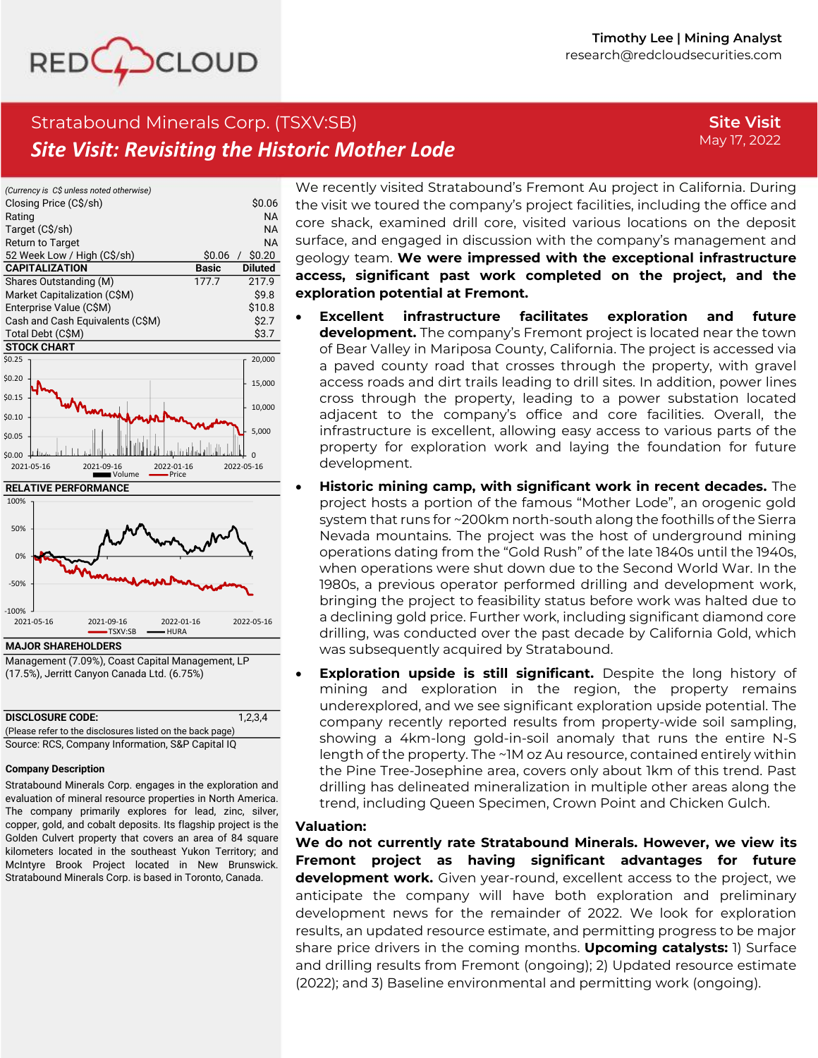Timothy Lee | Mining Analyst
research@redcloudsecurities.com

# Stratabound Minerals Corp. (TSXV:SB)

## *Site Visit: Revisiting the Historic Mother Lode*

**Site Visit**
May 17, 2022

*(Currency is C$ unless noted otherwise)*

| | | |
|---|---|---|
| Closing Price (C$/sh) | | $0.06 |
| Rating | | NA |
| Target (C$/sh) | | NA |
| Return to Target | | NA |
| 52 Week Low / High (C$/sh) | $0.06 / | $0.20 |
| **CAPITALIZATION** | **Basic** | **Diluted** |
| Shares Outstanding (M) | 177.7 | 217.9 |
| Market Capitalization (C$M) | | $9.8 |
| Enterprise Value (C$M) | | $10.8 |
| Cash and Cash Equivalents (C$M) | | $2.7 |
| Total Debt (C$M) | | $3.7 |

**STOCK CHART**

**RELATIVE PERFORMANCE**

**MAJOR SHAREHOLDERS**

Management (7.09%), Coast Capital Management, LP (17.5%), Jerritt Canyon Canada Ltd. (6.75%)

**DISCLOSURE CODE:** 1,2,3,4

(Please refer to the disclosures listed on the back page)

Source: RCS, Company Information, S&P Capital IQ

**Company Description**

Stratabound Minerals Corp. engages in the exploration and evaluation of mineral resource properties in North America. The company primarily explores for lead, zinc, silver, copper, gold, and cobalt deposits. Its flagship project is the Golden Culvert property that covers an area of 84 square kilometers located in the southeast Yukon Territory; and McIntyre Brook Project located in New Brunswick. Stratabound Minerals Corp. is based in Toronto, Canada.

We recently visited Stratabound's Fremont Au project in California. During the visit we toured the company's project facilities, including the office and core shack, examined drill core, visited various locations on the deposit surface, and engaged in discussion with the company's management and geology team. **We were impressed with the exceptional infrastructure access, significant past work completed on the project, and the exploration potential at Fremont.**

- **Excellent infrastructure facilitates exploration and future development.** The company's Fremont project is located near the town of Bear Valley in Mariposa County, California. The project is accessed via a paved county road that crosses through the property, with gravel access roads and dirt trails leading to drill sites. In addition, power lines cross through the property, leading to a power substation located adjacent to the company's office and core facilities. Overall, the infrastructure is excellent, allowing easy access to various parts of the property for exploration work and laying the foundation for future development.
- **Historic mining camp, with significant work in recent decades.** The project hosts a portion of the famous "Mother Lode", an orogenic gold system that runs for ~200km north-south along the foothills of the Sierra Nevada mountains. The project was the host of underground mining operations dating from the "Gold Rush" of the late 1840s until the 1940s, when operations were shut down due to the Second World War. In the 1980s, a previous operator performed drilling and development work, bringing the project to feasibility status before work was halted due to a declining gold price. Further work, including significant diamond core drilling, was conducted over the past decade by California Gold, which was subsequently acquired by Stratabound.
- **Exploration upside is still significant.** Despite the long history of mining and exploration in the region, the property remains underexplored, and we see significant exploration upside potential. The company recently reported results from property-wide soil sampling, showing a 4km-long gold-in-soil anomaly that runs the entire N-S length of the property. The ~1M oz Au resource, contained entirely within the Pine Tree-Josephine area, covers only about 1km of this trend. Past drilling has delineated mineralization in multiple other areas along the trend, including Queen Specimen, Crown Point and Chicken Gulch.

**Valuation:**

**We do not currently rate Stratabound Minerals. However, we view its Fremont project as having significant advantages for future development work.** Given year-round, excellent access to the project, we anticipate the company will have both exploration and preliminary development news for the remainder of 2022. We look for exploration results, an updated resource estimate, and permitting progress to be major share price drivers in the coming months. **Upcoming catalysts:** 1) Surface and drilling results from Fremont (ongoing); 2) Updated resource estimate (2022); and 3) Baseline environmental and permitting work (ongoing).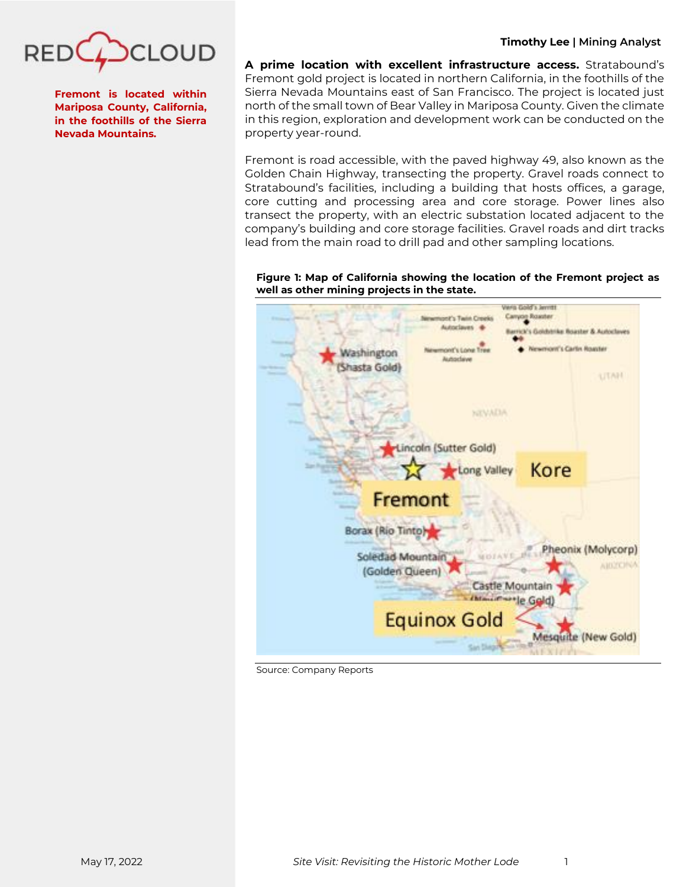Fremont is located within Mariposa County, California, in the foothills of the Sierra Nevada Mountains.

**A prime location with excellent infrastructure access.** Stratabound's Fremont gold project is located in northern California, in the foothills of the Sierra Nevada Mountains east of San Francisco. The project is located just north of the small town of Bear Valley in Mariposa County. Given the climate in this region, exploration and development work can be conducted on the property year-round.

Fremont is road accessible, with the paved highway 49, also known as the Golden Chain Highway, transecting the property. Gravel roads connect to Stratabound's facilities, including a building that hosts offices, a garage, core cutting and processing area and core storage. Power lines also transect the property, with an electric substation located adjacent to the company's building and core storage facilities. Gravel roads and dirt tracks lead from the main road to drill pad and other sampling locations.

**Figure 1: Map of California showing the location of the Fremont project as well as other mining projects in the state.**

Source: Company Reports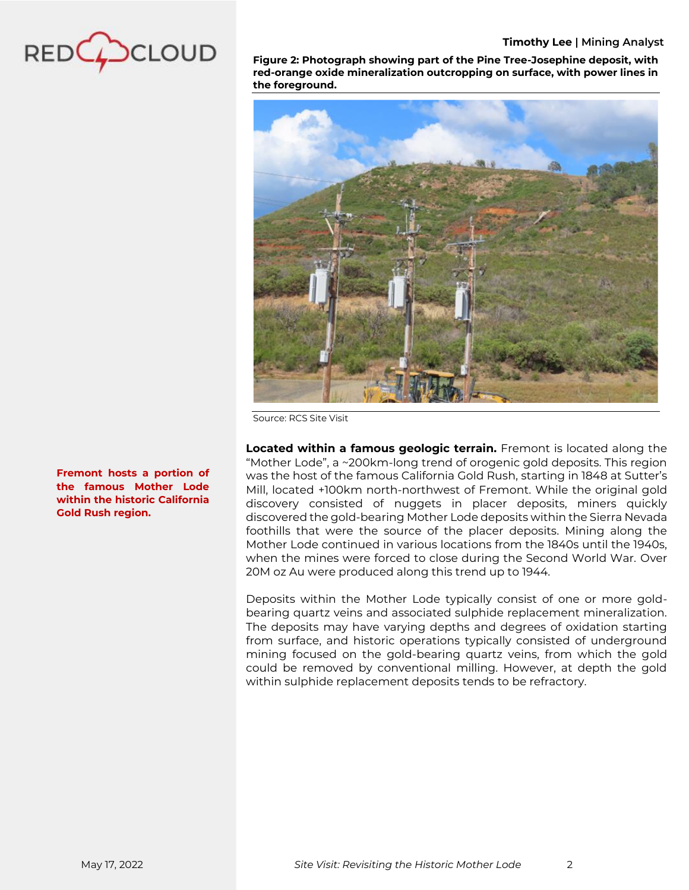**Figure 2: Photograph showing part of the Pine Tree-Josephine deposit, with red-orange oxide mineralization outcropping on surface, with power lines in the foreground.**

Source: RCS Site Visit

**Fremont hosts a portion of the famous Mother Lode within the historic California Gold Rush region.**

**Located within a famous geologic terrain.** Fremont is located along the "Mother Lode", a ~200km-long trend of orogenic gold deposits. This region was the host of the famous California Gold Rush, starting in 1848 at Sutter's Mill, located +100km north-northwest of Fremont. While the original gold discovery consisted of nuggets in placer deposits, miners quickly discovered the gold-bearing Mother Lode deposits within the Sierra Nevada foothills that were the source of the placer deposits. Mining along the Mother Lode continued in various locations from the 1840s until the 1940s, when the mines were forced to close during the Second World War. Over 20M oz Au were produced along this trend up to 1944.

Deposits within the Mother Lode typically consist of one or more gold-bearing quartz veins and associated sulphide replacement mineralization. The deposits may have varying depths and degrees of oxidation starting from surface, and historic operations typically consisted of underground mining focused on the gold-bearing quartz veins, from which the gold could be removed by conventional milling. However, at depth the gold within sulphide replacement deposits tends to be refractory.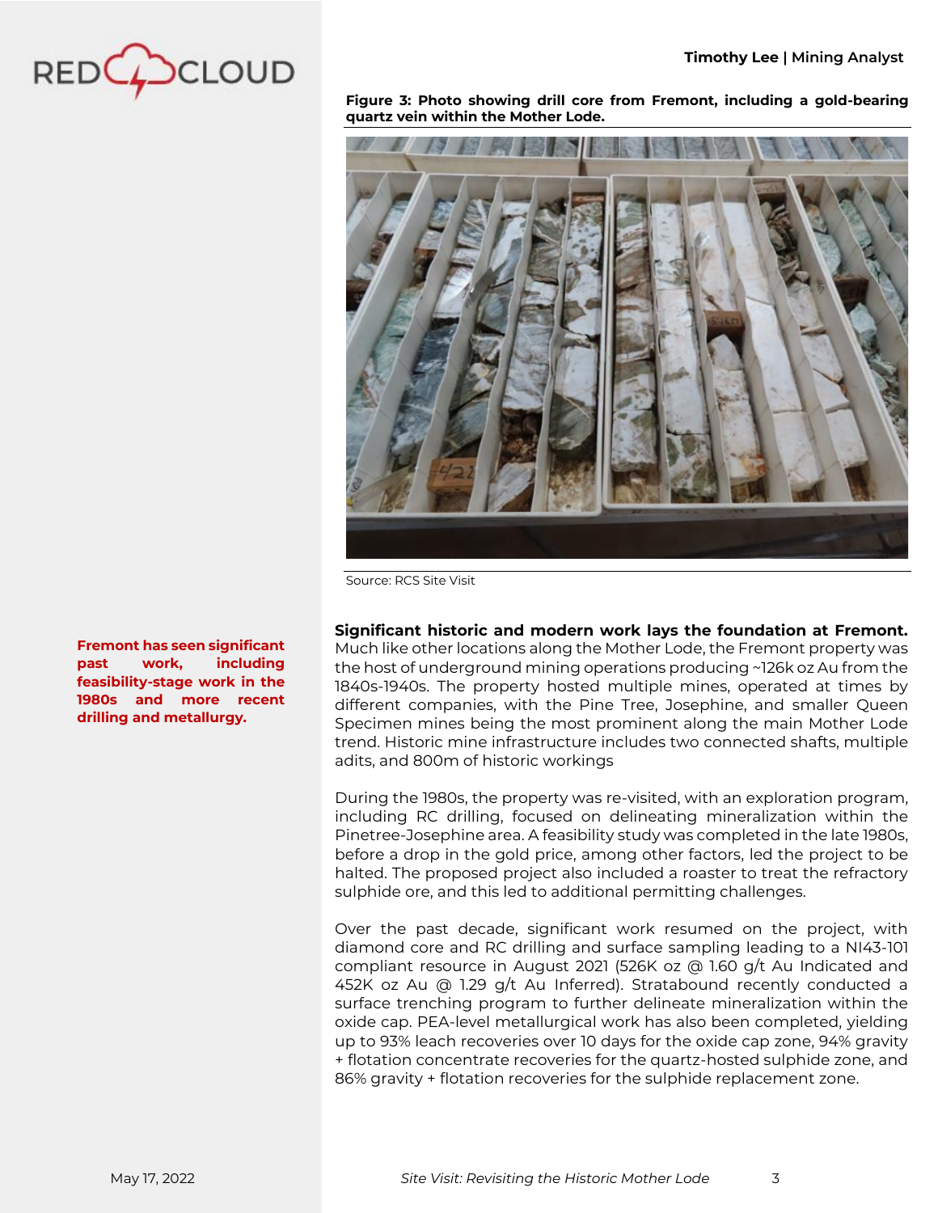**Figure 3: Photo showing drill core from Fremont, including a gold-bearing quartz vein within the Mother Lode.**

Source: RCS Site Visit

**Fremont has seen significant past work, including feasibility-stage work in the 1980s and more recent drilling and metallurgy.**

**Significant historic and modern work lays the foundation at Fremont.** Much like other locations along the Mother Lode, the Fremont property was the host of underground mining operations producing ~126k oz Au from the 1840s-1940s. The property hosted multiple mines, operated at times by different companies, with the Pine Tree, Josephine, and smaller Queen Specimen mines being the most prominent along the main Mother Lode trend. Historic mine infrastructure includes two connected shafts, multiple adits, and 800m of historic workings

During the 1980s, the property was re-visited, with an exploration program, including RC drilling, focused on delineating mineralization within the Pinetree-Josephine area. A feasibility study was completed in the late 1980s, before a drop in the gold price, among other factors, led the project to be halted. The proposed project also included a roaster to treat the refractory sulphide ore, and this led to additional permitting challenges.

Over the past decade, significant work resumed on the project, with diamond core and RC drilling and surface sampling leading to a NI43-101 compliant resource in August 2021 (526K oz @ 1.60 g/t Au Indicated and 452K oz Au @ 1.29 g/t Au Inferred). Stratabound recently conducted a surface trenching program to further delineate mineralization within the oxide cap. PEA-level metallurgical work has also been completed, yielding up to 93% leach recoveries over 10 days for the oxide cap zone, 94% gravity + flotation concentrate recoveries for the quartz-hosted sulphide zone, and 86% gravity + flotation recoveries for the sulphide replacement zone.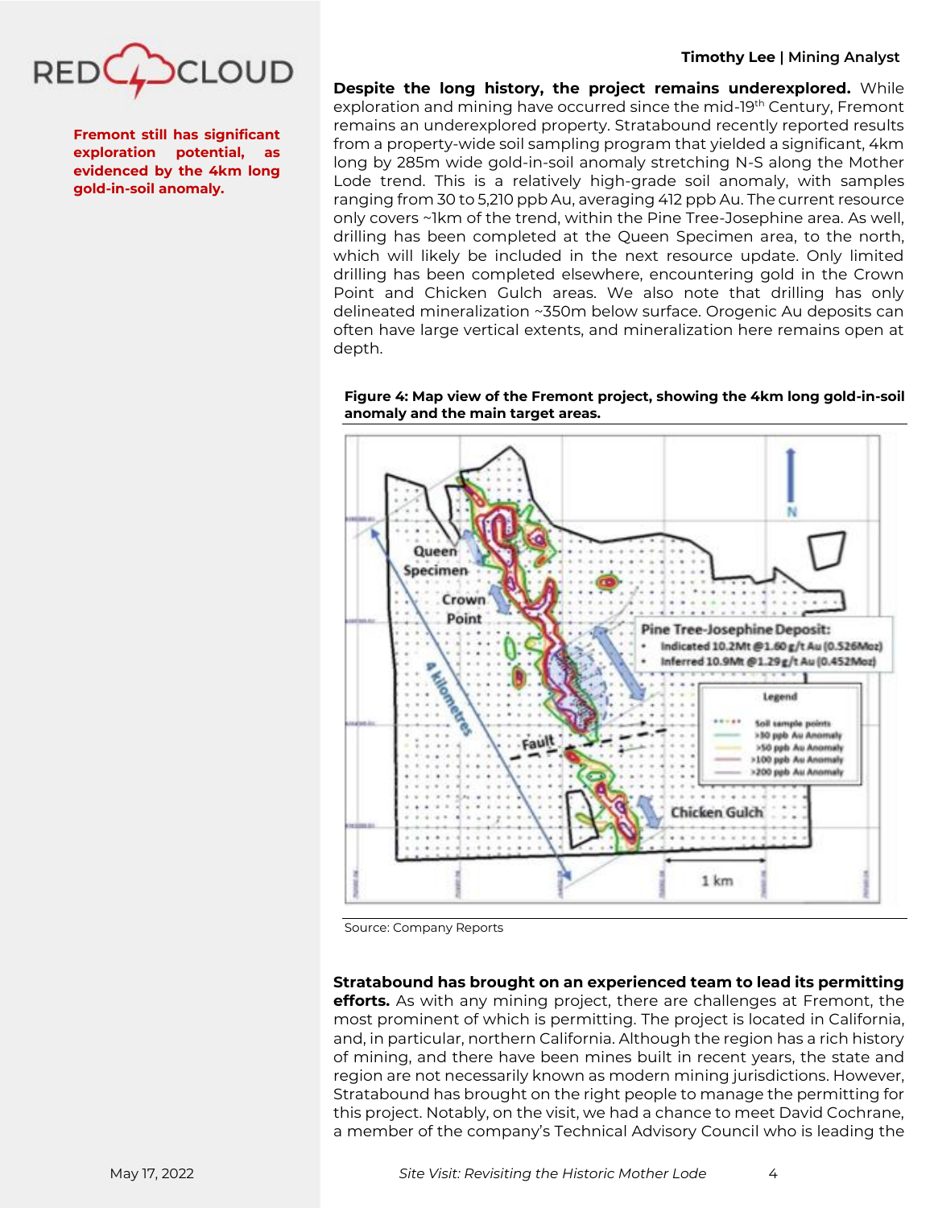Fremont still has significant exploration potential, as evidenced by the 4km long gold-in-soil anomaly.

**Despite the long history, the project remains underexplored.** While exploration and mining have occurred since the mid-19th Century, Fremont remains an underexplored property. Stratabound recently reported results from a property-wide soil sampling program that yielded a significant, 4km long by 285m wide gold-in-soil anomaly stretching N-S along the Mother Lode trend. This is a relatively high-grade soil anomaly, with samples ranging from 30 to 5,210 ppb Au, averaging 412 ppb Au. The current resource only covers ~1km of the trend, within the Pine Tree-Josephine area. As well, drilling has been completed at the Queen Specimen area, to the north, which will likely be included in the next resource update. Only limited drilling has been completed elsewhere, encountering gold in the Crown Point and Chicken Gulch areas. We also note that drilling has only delineated mineralization ~350m below surface. Orogenic Au deposits can often have large vertical extents, and mineralization here remains open at depth.

**Figure 4: Map view of the Fremont project, showing the 4km long gold-in-soil anomaly and the main target areas.**

Source: Company Reports

**Stratabound has brought on an experienced team to lead its permitting efforts.** As with any mining project, there are challenges at Fremont, the most prominent of which is permitting. The project is located in California, and, in particular, northern California. Although the region has a rich history of mining, and there have been mines built in recent years, the state and region are not necessarily known as modern mining jurisdictions. However, Stratabound has brought on the right people to manage the permitting for this project. Notably, on the visit, we had a chance to meet David Cochrane, a member of the company's Technical Advisory Council who is leading the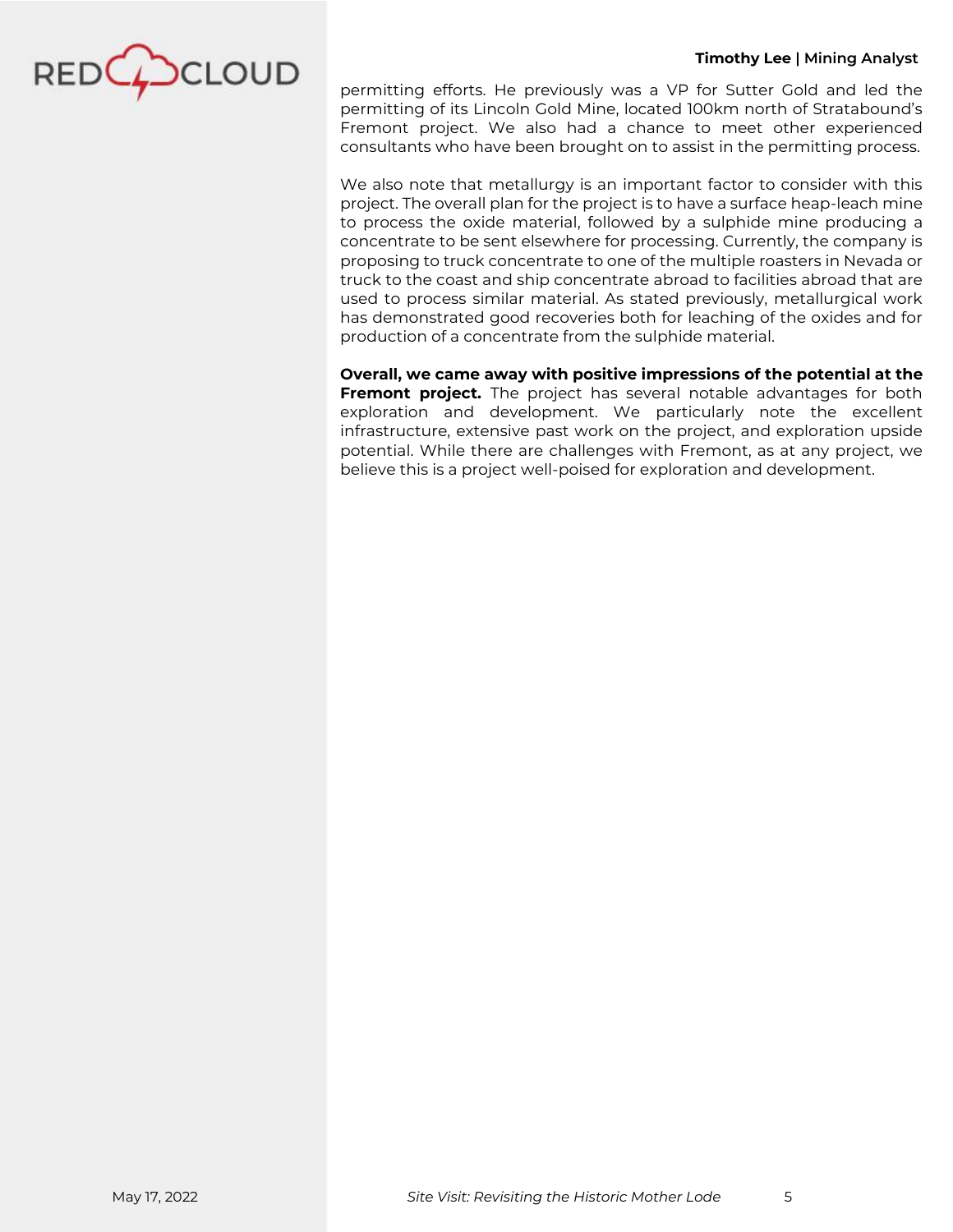permitting efforts. He previously was a VP for Sutter Gold and led the permitting of its Lincoln Gold Mine, located 100km north of Stratabound's Fremont project. We also had a chance to meet other experienced consultants who have been brought on to assist in the permitting process.

We also note that metallurgy is an important factor to consider with this project. The overall plan for the project is to have a surface heap-leach mine to process the oxide material, followed by a sulphide mine producing a concentrate to be sent elsewhere for processing. Currently, the company is proposing to truck concentrate to one of the multiple roasters in Nevada or truck to the coast and ship concentrate abroad to facilities abroad that are used to process similar material. As stated previously, metallurgical work has demonstrated good recoveries both for leaching of the oxides and for production of a concentrate from the sulphide material.

**Overall, we came away with positive impressions of the potential at the Fremont project.** The project has several notable advantages for both exploration and development. We particularly note the excellent infrastructure, extensive past work on the project, and exploration upside potential. While there are challenges with Fremont, as at any project, we believe this is a project well-poised for exploration and development.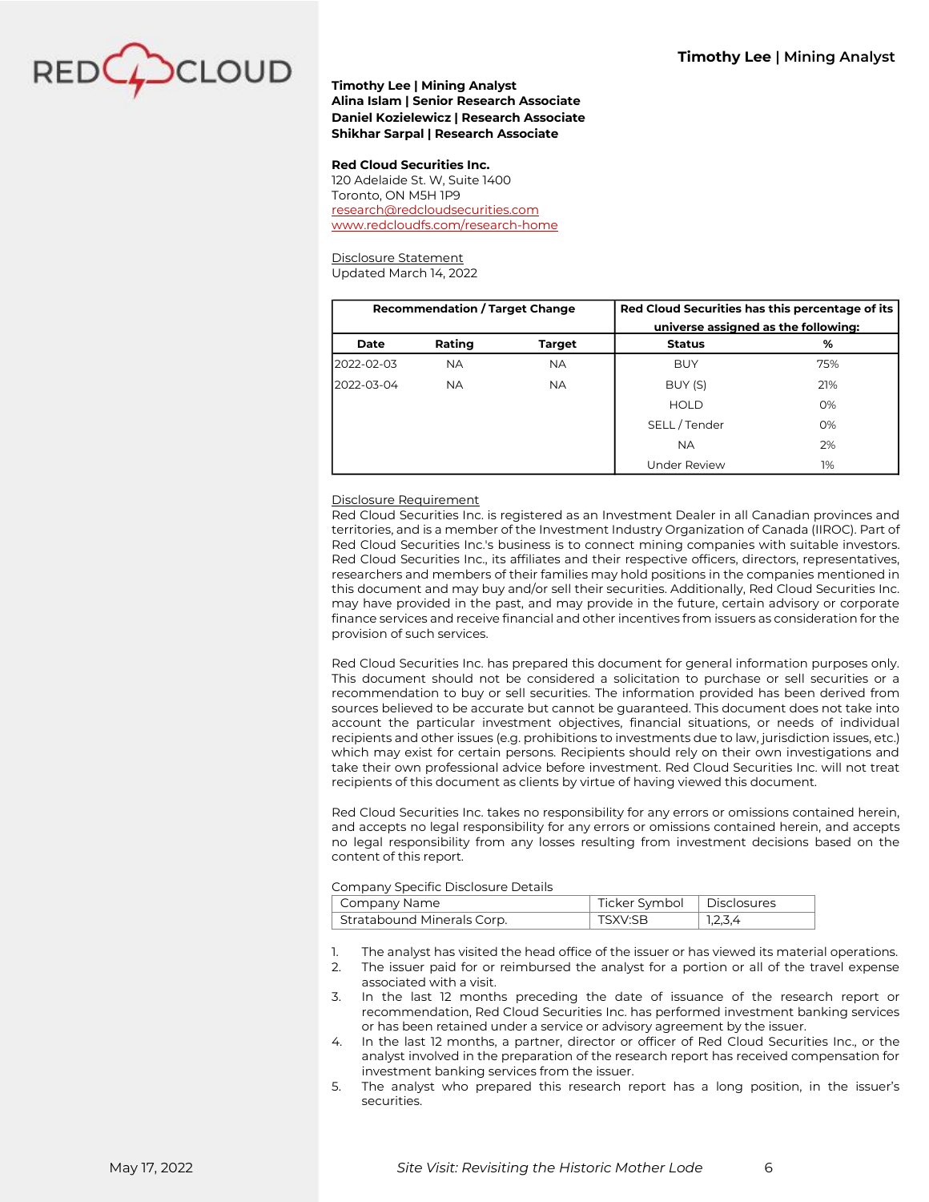**Timothy Lee | Mining Analyst**
**Alina Islam | Senior Research Associate**
**Daniel Kozielewicz | Research Associate**
**Shikhar Sarpal | Research Associate**

**Red Cloud Securities Inc.**
120 Adelaide St. W, Suite 1400
Toronto, ON M5H 1P9
research@redcloudsecurities.com
www.redcloudfs.com/research-home

Disclosure Statement
Updated March 14, 2022

| Recommendation / Target Change | | | Red Cloud Securities has this percentage of its universe assigned as the following: | |
|---|---|---|---|---|
| Date | Rating | Target | Status | % |
| 2022-02-03 | NA | NA | BUY | 75% |
| 2022-03-04 | NA | NA | BUY (S) | 21% |
| | | | HOLD | 0% |
| | | | SELL / Tender | 0% |
| | | | NA | 2% |
| | | | Under Review | 1% |

Disclosure Requirement
Red Cloud Securities Inc. is registered as an Investment Dealer in all Canadian provinces and territories, and is a member of the Investment Industry Organization of Canada (IIROC). Part of Red Cloud Securities Inc.'s business is to connect mining companies with suitable investors. Red Cloud Securities Inc., its affiliates and their respective officers, directors, representatives, researchers and members of their families may hold positions in the companies mentioned in this document and may buy and/or sell their securities. Additionally, Red Cloud Securities Inc. may have provided in the past, and may provide in the future, certain advisory or corporate finance services and receive financial and other incentives from issuers as consideration for the provision of such services.

Red Cloud Securities Inc. has prepared this document for general information purposes only. This document should not be considered a solicitation to purchase or sell securities or a recommendation to buy or sell securities. The information provided has been derived from sources believed to be accurate but cannot be guaranteed. This document does not take into account the particular investment objectives, financial situations, or needs of individual recipients and other issues (e.g. prohibitions to investments due to law, jurisdiction issues, etc.) which may exist for certain persons. Recipients should rely on their own investigations and take their own professional advice before investment. Red Cloud Securities Inc. will not treat recipients of this document as clients by virtue of having viewed this document.

Red Cloud Securities Inc. takes no responsibility for any errors or omissions contained herein, and accepts no legal responsibility for any errors or omissions contained herein, and accepts no legal responsibility from any losses resulting from investment decisions based on the content of this report.

Company Specific Disclosure Details

| Company Name | Ticker Symbol | Disclosures |
|---|---|---|
| Stratabound Minerals Corp. | TSXV:SB | 1,2,3,4 |

1. The analyst has visited the head office of the issuer or has viewed its material operations.
2. The issuer paid for or reimbursed the analyst for a portion or all of the travel expense associated with a visit.
3. In the last 12 months preceding the date of issuance of the research report or recommendation, Red Cloud Securities Inc. has performed investment banking services or has been retained under a service or advisory agreement by the issuer.
4. In the last 12 months, a partner, director or officer of Red Cloud Securities Inc., or the analyst involved in the preparation of the research report has received compensation for investment banking services from the issuer.
5. The analyst who prepared this research report has a long position, in the issuer's securities.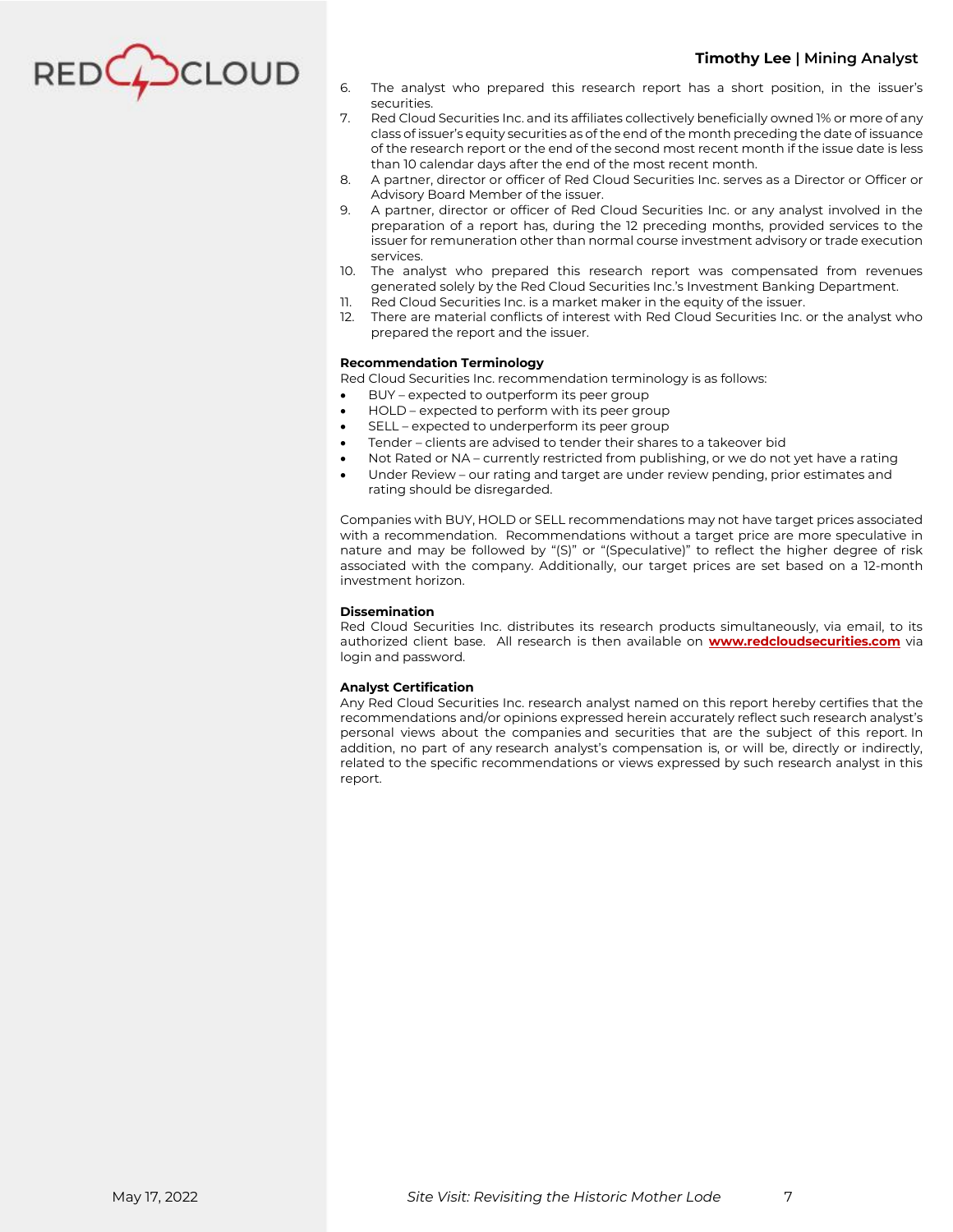6. The analyst who prepared this research report has a short position, in the issuer's securities.
7. Red Cloud Securities Inc. and its affiliates collectively beneficially owned 1% or more of any class of issuer's equity securities as of the end of the month preceding the date of issuance of the research report or the end of the second most recent month if the issue date is less than 10 calendar days after the end of the most recent month.
8. A partner, director or officer of Red Cloud Securities Inc. serves as a Director or Officer or Advisory Board Member of the issuer.
9. A partner, director or officer of Red Cloud Securities Inc. or any analyst involved in the preparation of a report has, during the 12 preceding months, provided services to the issuer for remuneration other than normal course investment advisory or trade execution services.
10. The analyst who prepared this research report was compensated from revenues generated solely by the Red Cloud Securities Inc.'s Investment Banking Department.
11. Red Cloud Securities Inc. is a market maker in the equity of the issuer.
12. There are material conflicts of interest with Red Cloud Securities Inc. or the analyst who prepared the report and the issuer.

**Recommendation Terminology**

Red Cloud Securities Inc. recommendation terminology is as follows:

- BUY – expected to outperform its peer group
- HOLD – expected to perform with its peer group
- SELL – expected to underperform its peer group
- Tender – clients are advised to tender their shares to a takeover bid
- Not Rated or NA – currently restricted from publishing, or we do not yet have a rating
- Under Review – our rating and target are under review pending, prior estimates and rating should be disregarded.

Companies with BUY, HOLD or SELL recommendations may not have target prices associated with a recommendation. Recommendations without a target price are more speculative in nature and may be followed by "(S)" or "(Speculative)" to reflect the higher degree of risk associated with the company. Additionally, our target prices are set based on a 12-month investment horizon.

**Dissemination**

Red Cloud Securities Inc. distributes its research products simultaneously, via email, to its authorized client base. All research is then available on **www.redcloudsecurities.com** via login and password.

**Analyst Certification**

Any Red Cloud Securities Inc. research analyst named on this report hereby certifies that the recommendations and/or opinions expressed herein accurately reflect such research analyst's personal views about the companies and securities that are the subject of this report. In addition, no part of any research analyst's compensation is, or will be, directly or indirectly, related to the specific recommendations or views expressed by such research analyst in this report.